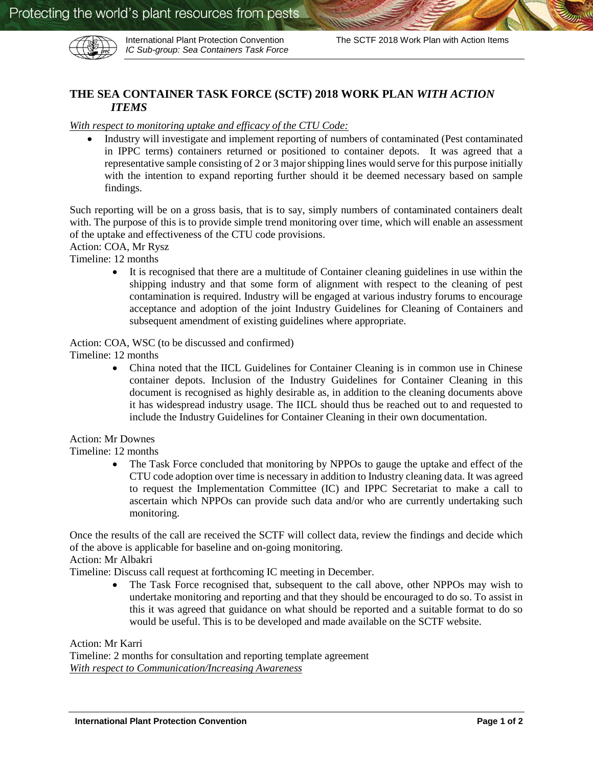# THE SEA CONTAINER TASK FORCE (SCTF) 2018 WORK PLAN *WITH ACTION ITEMS*

*With respect to monitoring uptake and efficacy of the CTU Code:*

- Industry will investigate and implement reporting of numbers of contaminated (Pest contaminated in IPPC terms) containers returned or positioned to container depots. It was agreed that a representative sample consisting of 2 or 3 major shipping lines would serve for this purpose initially with the intention to expand reporting further should it be deemed necessary based on sample findings.

Such reporting will be on a gross basis, that is to say, simply numbers of contaminated containers dealt with. The purpose of this is to provide simple trend monitoring over time, which will enable an assessment of the uptake and effectiveness of the CTU code provisions.

Action: COA, Mr Rysz
Timeline: 12 months

- It is recognised that there are a multitude of Container cleaning guidelines in use within the shipping industry and that some form of alignment with respect to the cleaning of pest contamination is required. Industry will be engaged at various industry forums to encourage acceptance and adoption of the joint Industry Guidelines for Cleaning of Containers and subsequent amendment of existing guidelines where appropriate.

Action: COA, WSC (to be discussed and confirmed)
Timeline: 12 months

- China noted that the IICL Guidelines for Container Cleaning is in common use in Chinese container depots. Inclusion of the Industry Guidelines for Container Cleaning in this document is recognised as highly desirable as, in addition to the cleaning documents above it has widespread industry usage. The IICL should thus be reached out to and requested to include the Industry Guidelines for Container Cleaning in their own documentation.

Action: Mr Downes
Timeline: 12 months

- The Task Force concluded that monitoring by NPPOs to gauge the uptake and effect of the CTU code adoption over time is necessary in addition to Industry cleaning data. It was agreed to request the Implementation Committee (IC) and IPPC Secretariat to make a call to ascertain which NPPOs can provide such data and/or who are currently undertaking such monitoring.

Once the results of the call are received the SCTF will collect data, review the findings and decide which of the above is applicable for baseline and on-going monitoring.

Action: Mr Albakri
Timeline: Discuss call request at forthcoming IC meeting in December.

- The Task Force recognised that, subsequent to the call above, other NPPOs may wish to undertake monitoring and reporting and that they should be encouraged to do so. To assist in this it was agreed that guidance on what should be reported and a suitable format to do so would be useful. This is to be developed and made available on the SCTF website.

Action: Mr Karri
Timeline: 2 months for consultation and reporting template agreement

*With respect to Communication/Increasing Awareness*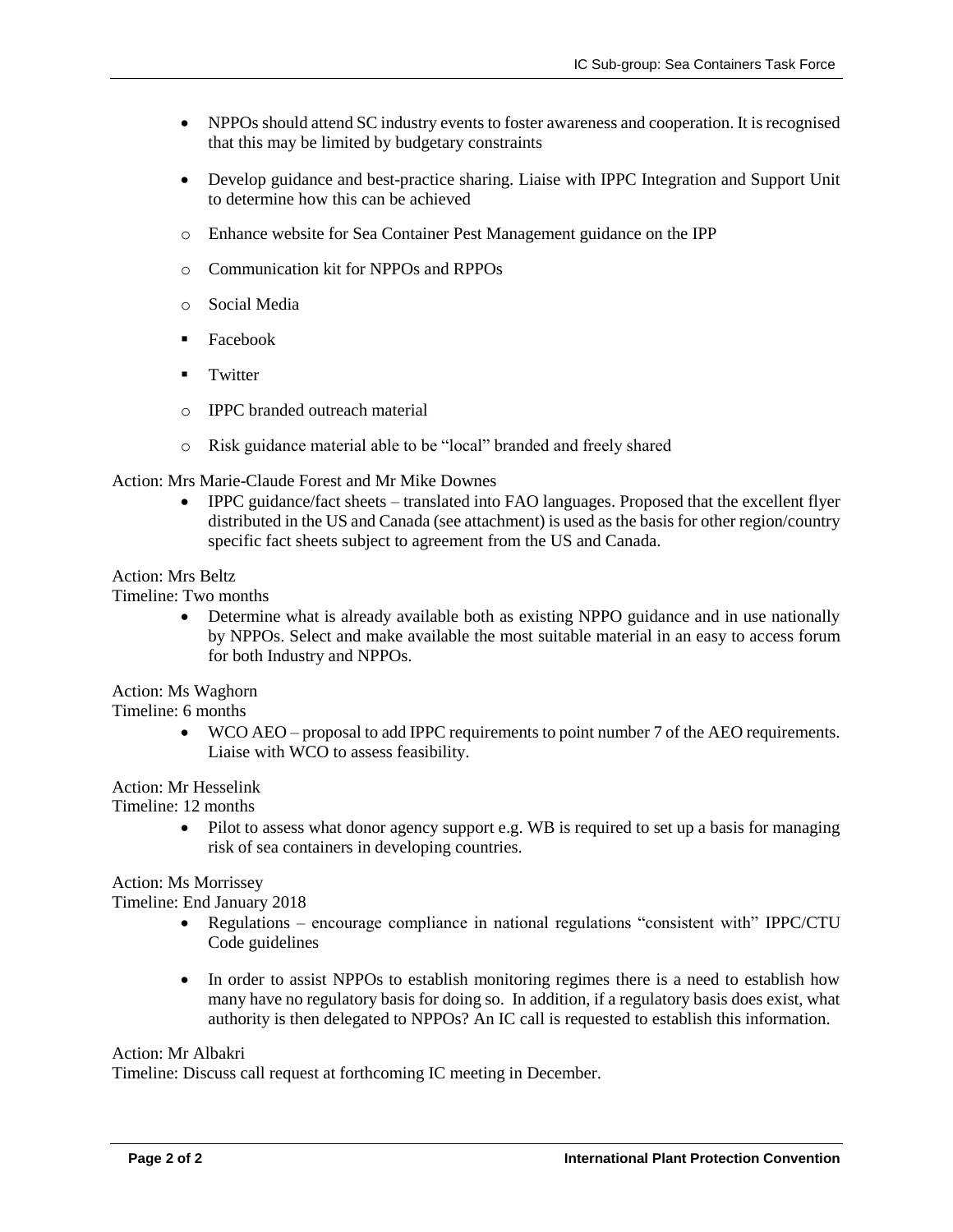- NPPOs should attend SC industry events to foster awareness and cooperation. It is recognised that this may be limited by budgetary constraints
- Develop guidance and best-practice sharing. Liaise with IPPC Integration and Support Unit to determine how this can be achieved
  - Enhance website for Sea Container Pest Management guidance on the IPP
  - Communication kit for NPPOs and RPPOs
  - Social Media
    - Facebook
    - Twitter
  - IPPC branded outreach material
  - Risk guidance material able to be "local" branded and freely shared

Action: Mrs Marie-Claude Forest and Mr Mike Downes

- IPPC guidance/fact sheets – translated into FAO languages. Proposed that the excellent flyer distributed in the US and Canada (see attachment) is used as the basis for other region/country specific fact sheets subject to agreement from the US and Canada.

Action: Mrs Beltz
Timeline: Two months

- Determine what is already available both as existing NPPO guidance and in use nationally by NPPOs. Select and make available the most suitable material in an easy to access forum for both Industry and NPPOs.

Action: Ms Waghorn
Timeline: 6 months

- WCO AEO – proposal to add IPPC requirements to point number 7 of the AEO requirements. Liaise with WCO to assess feasibility.

Action: Mr Hesselink
Timeline: 12 months

- Pilot to assess what donor agency support e.g. WB is required to set up a basis for managing risk of sea containers in developing countries.

Action: Ms Morrissey
Timeline: End January 2018

- Regulations – encourage compliance in national regulations "consistent with" IPPC/CTU Code guidelines
- In order to assist NPPOs to establish monitoring regimes there is a need to establish how many have no regulatory basis for doing so. In addition, if a regulatory basis does exist, what authority is then delegated to NPPOs? An IC call is requested to establish this information.

Action: Mr Albakri
Timeline: Discuss call request at forthcoming IC meeting in December.